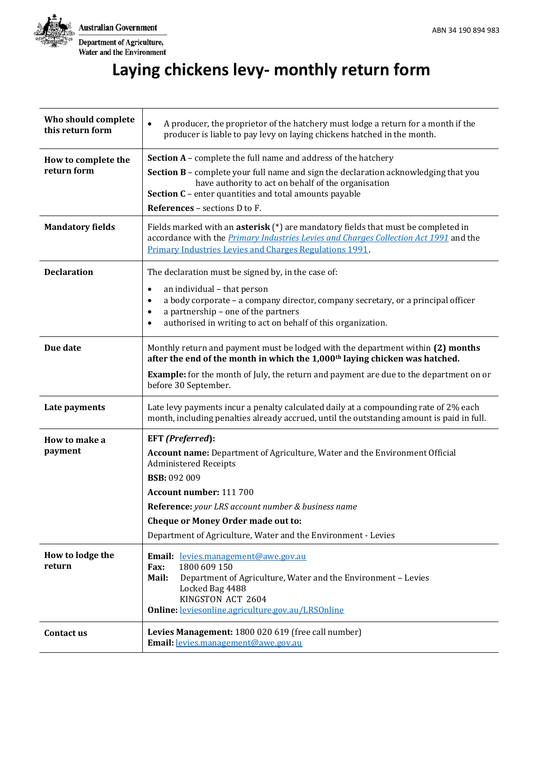Australian Government

Department of Agriculture, Water and the Environment

ABN 34 190 894 983

# Laying chickens levy- monthly return form

| | |
|---|---|
| **Who should complete this return form** | • A producer, the proprietor of the hatchery must lodge a return for a month if the producer is liable to pay levy on laying chickens hatched in the month. |
| **How to complete the return form** | **Section A** – complete the full name and address of the hatchery<br>**Section B** – complete your full name and sign the declaration acknowledging that you have authority to act on behalf of the organisation<br>**Section C** – enter quantities and total amounts payable<br>**References** – sections D to F. |
| **Mandatory fields** | Fields marked with an **asterisk** (*) are mandatory fields that must be completed in accordance with the *Primary Industries Levies and Charges Collection Act 1991* and the Primary Industries Levies and Charges Regulations 1991. |
| **Declaration** | The declaration must be signed by, in the case of:<br>• an individual – that person<br>• a body corporate – a company director, company secretary, or a principal officer<br>• a partnership – one of the partners<br>• authorised in writing to act on behalf of this organization. |
| **Due date** | Monthly return and payment must be lodged with the department within **(2) months after the end of the month in which the 1,000th laying chicken was hatched.**<br>**Example:** for the month of July, the return and payment are due to the department on or before 30 September. |
| **Late payments** | Late levy payments incur a penalty calculated daily at a compounding rate of 2% each month, including penalties already accrued, until the outstanding amount is paid in full. |
| **How to make a payment** | **EFT *(Preferred)*:**<br>**Account name:** Department of Agriculture, Water and the Environment Official Administered Receipts<br>**BSB:** 092 009<br>**Account number:** 111 700<br>**Reference:** *your LRS account number & business name*<br>**Cheque or Money Order made out to:**<br>Department of Agriculture, Water and the Environment - Levies |
| **How to lodge the return** | **Email:** levies.management@awe.gov.au<br>**Fax:** 1800 609 150<br>**Mail:** Department of Agriculture, Water and the Environment – Levies<br>Locked Bag 4488<br>KINGSTON ACT 2604<br>**Online:** leviesonline.agriculture.gov.au/LRSOnline |
| **Contact us** | **Levies Management:** 1800 020 619 (free call number)<br>**Email:** levies.management@awe.gov.au |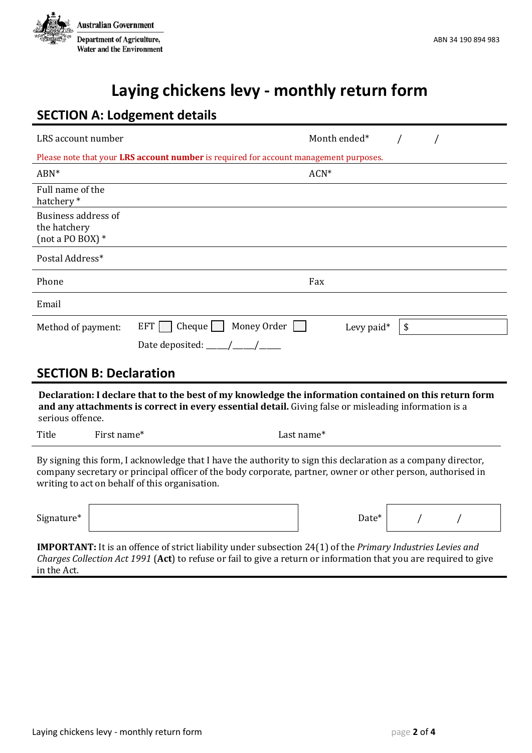Australian Government
Department of Agriculture, Water and the Environment

ABN 34 190 894 983

# Laying chickens levy - monthly return form

## SECTION A: Lodgement details

| LRS account number | | Month ended* | / / |
|---|---|---|---|

Please note that your **LRS account number** is required for account management purposes.

| | | | |
|---|---|---|---|
| ABN* | | ACN* | |
| Full name of the hatchery * | | | |
| Business address of the hatchery (not a PO BOX) * | | | |
| Postal Address* | | | |
| Phone | | Fax | |
| Email | | | |

Method of payment: EFT ☐ Cheque ☐ Money Order ☐ Levy paid* $

Date deposited: ____/____/____

## SECTION B: Declaration

**Declaration: I declare that to the best of my knowledge the information contained on this return form and any attachments is correct in every essential detail.** Giving false or misleading information is a serious offence.

| Title | First name* | Last name* |
|---|---|---|
| | | |

By signing this form, I acknowledge that I have the authority to sign this declaration as a company director, company secretary or principal officer of the body corporate, partner, owner or other person, authorised in writing to act on behalf of this organisation.

Signature* ____________________ Date* / /

**IMPORTANT:** It is an offence of strict liability under subsection 24(1) of the *Primary Industries Levies and Charges Collection Act 1991* (**Act**) to refuse or fail to give a return or information that you are required to give in the Act.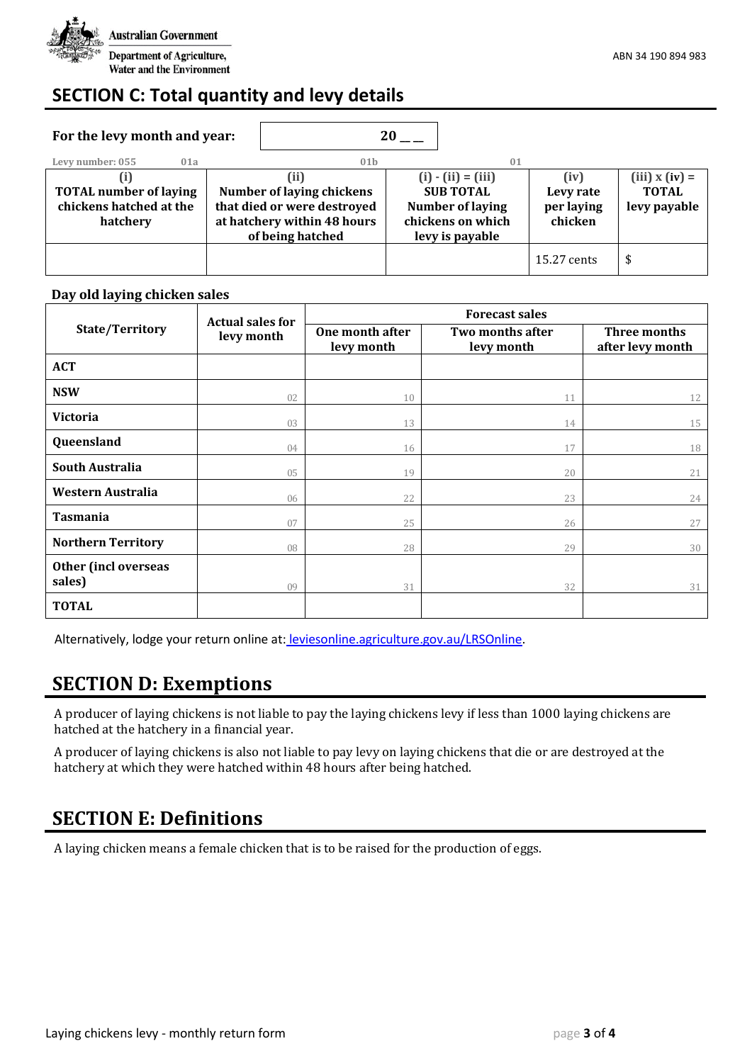Australian Government

Department of Agriculture, Water and the Environment

ABN 34 190 894 983

## SECTION C: Total quantity and levy details

**For the levy month and year:** 20 _ _

Levy number: 055

| 01a<br>(i)<br>**TOTAL number of laying chickens hatched at the hatchery** | 01b<br>(ii)<br>**Number of laying chickens that died or were destroyed at hatchery within 48 hours of being hatched** | 01<br>(i) - (ii) = (iii)<br>**SUB TOTAL Number of laying chickens on which levy is payable** | (iv)<br>**Levy rate per laying chicken** | (iii) x (iv) =<br>**TOTAL levy payable** |
|---|---|---|---|---|
| | | | 15.27 cents | $ |

**Day old laying chicken sales**

| State/Territory | Actual sales for levy month | Forecast sales | | |
|---|---|---|---|---|
| | | One month after levy month | Two months after levy month | Three months after levy month |
| **ACT** | | | | |
| **NSW** | 02 | 10 | 11 | 12 |
| **Victoria** | 03 | 13 | 14 | 15 |
| **Queensland** | 04 | 16 | 17 | 18 |
| **South Australia** | 05 | 19 | 20 | 21 |
| **Western Australia** | 06 | 22 | 23 | 24 |
| **Tasmania** | 07 | 25 | 26 | 27 |
| **Northern Territory** | 08 | 28 | 29 | 30 |
| **Other (incl overseas sales)** | 09 | 31 | 32 | 31 |
| **TOTAL** | | | | |

Alternatively, lodge your return online at: [leviesonline.agriculture.gov.au/LRSOnline](https://leviesonline.agriculture.gov.au/LRSOnline).

## SECTION D: Exemptions

A producer of laying chickens is not liable to pay the laying chickens levy if less than 1000 laying chickens are hatched at the hatchery in a financial year.

A producer of laying chickens is also not liable to pay levy on laying chickens that die or are destroyed at the hatchery at which they were hatched within 48 hours after being hatched.

## SECTION E: Definitions

A laying chicken means a female chicken that is to be raised for the production of eggs.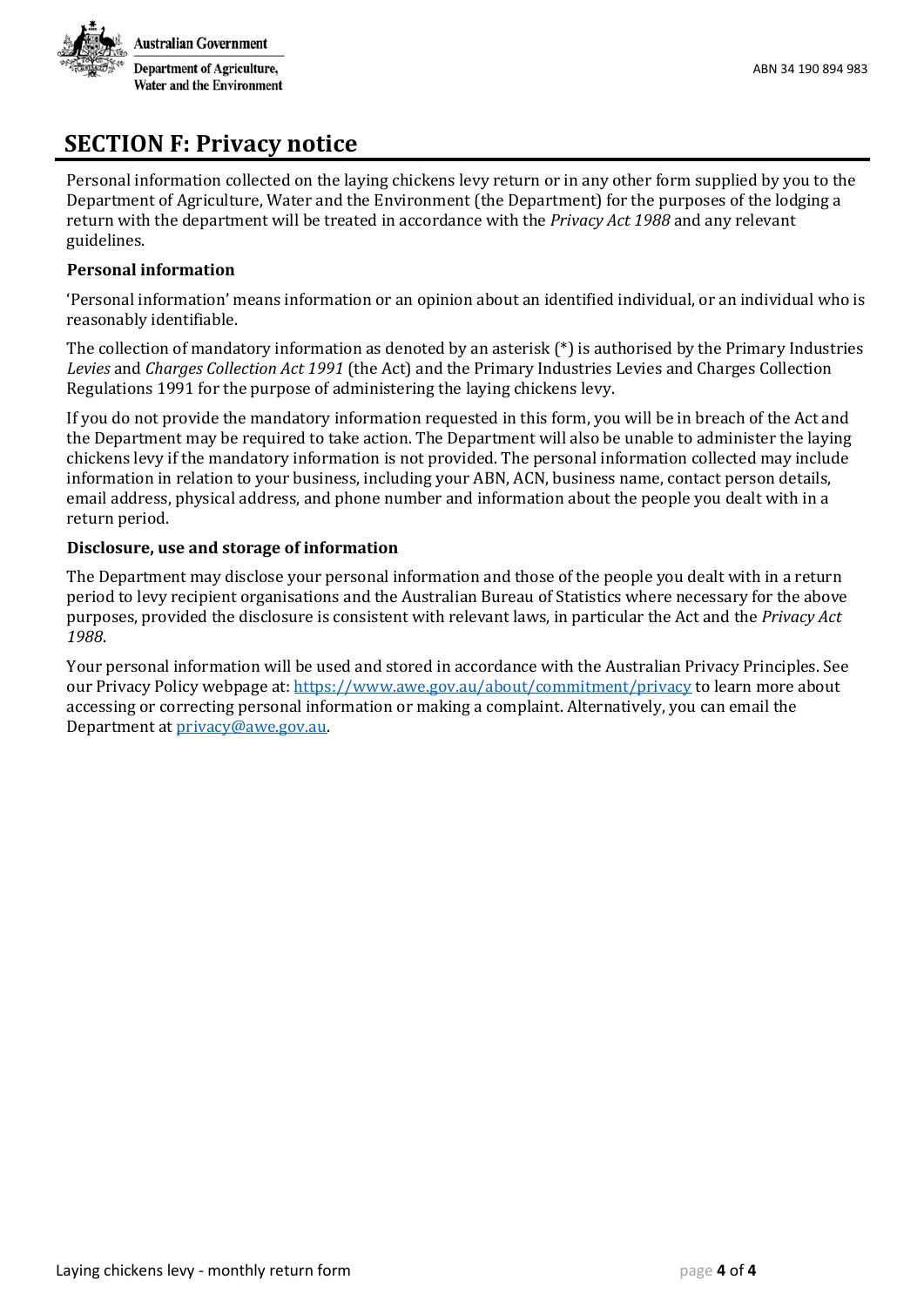## SECTION F: Privacy notice

Personal information collected on the laying chickens levy return or in any other form supplied by you to the Department of Agriculture, Water and the Environment (the Department) for the purposes of the lodging a return with the department will be treated in accordance with the *Privacy Act 1988* and any relevant guidelines.

### Personal information

'Personal information' means information or an opinion about an identified individual, or an individual who is reasonably identifiable.

The collection of mandatory information as denoted by an asterisk (*) is authorised by the Primary Industries *Levies* and *Charges Collection Act 1991* (the Act) and the Primary Industries Levies and Charges Collection Regulations 1991 for the purpose of administering the laying chickens levy.

If you do not provide the mandatory information requested in this form, you will be in breach of the Act and the Department may be required to take action. The Department will also be unable to administer the laying chickens levy if the mandatory information is not provided. The personal information collected may include information in relation to your business, including your ABN, ACN, business name, contact person details, email address, physical address, and phone number and information about the people you dealt with in a return period.

### Disclosure, use and storage of information

The Department may disclose your personal information and those of the people you dealt with in a return period to levy recipient organisations and the Australian Bureau of Statistics where necessary for the above purposes, provided the disclosure is consistent with relevant laws, in particular the Act and the *Privacy Act 1988*.

Your personal information will be used and stored in accordance with the Australian Privacy Principles. See our Privacy Policy webpage at: [https://www.awe.gov.au/about/commitment/privacy](https://www.awe.gov.au/about/commitment/privacy) to learn more about accessing or correcting personal information or making a complaint. Alternatively, you can email the Department at [privacy@awe.gov.au](mailto:privacy@awe.gov.au).